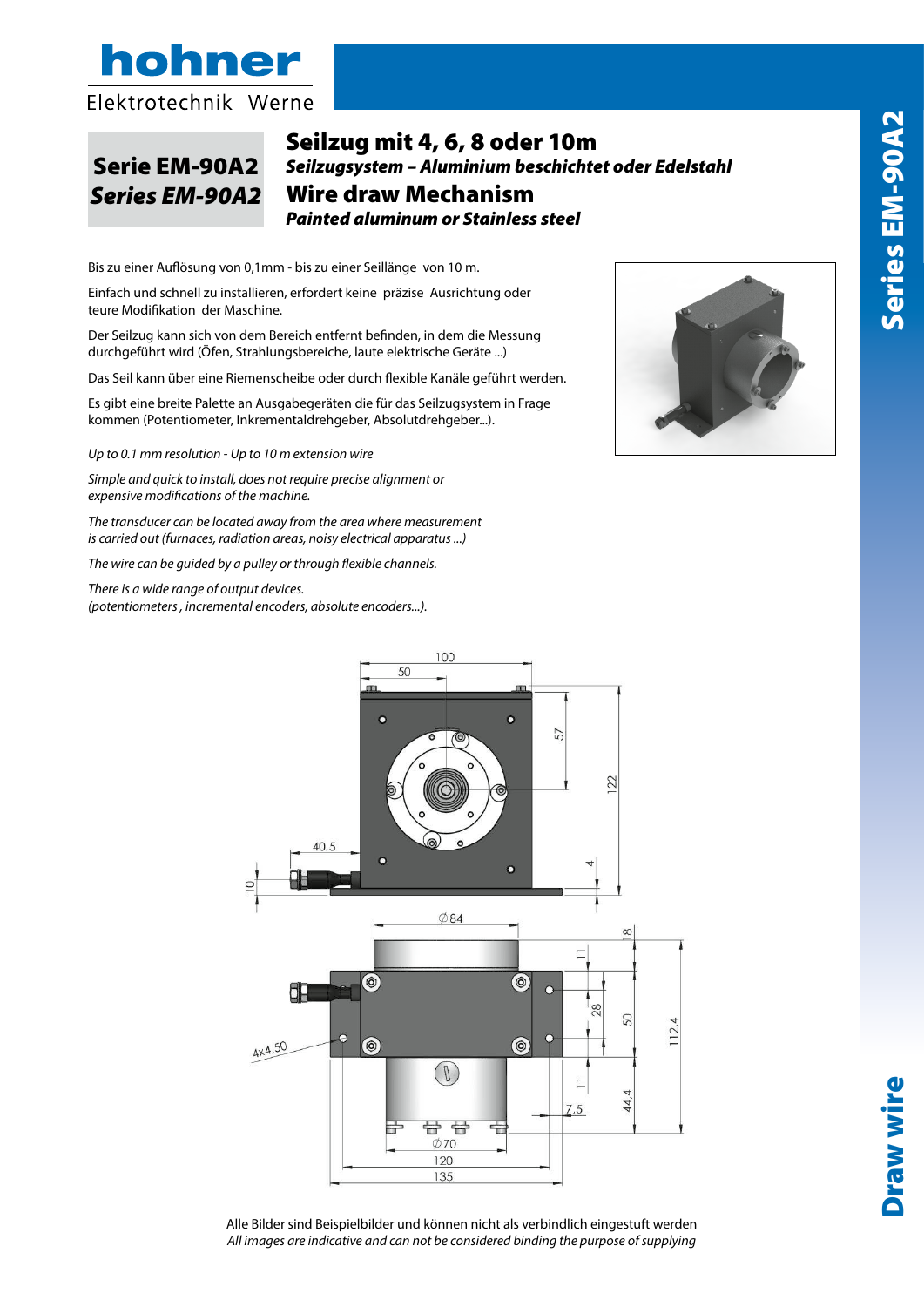# Serie EM-90A2
# *Series EM-90A2*

## Seilzug mit 4, 6, 8 oder 10m

***Seilzugsystem – Aluminium beschichtet oder Edelstahl***

## Wire draw Mechanism

***Painted aluminum or Stainless steel***

Bis zu einer Auflösung von 0,1mm - bis zu einer Seillänge von 10 m.

Einfach und schnell zu installieren, erfordert keine präzise Ausrichtung oder teure Modifikation der Maschine.

Der Seilzug kann sich von dem Bereich entfernt befinden, in dem die Messung durchgeführt wird (Öfen, Strahlungsbereiche, laute elektrische Geräte ...)

Das Seil kann über eine Riemenscheibe oder durch flexible Kanäle geführt werden.

Es gibt eine breite Palette an Ausgabegeräten die für das Seilzugsystem in Frage kommen (Potentiometer, Inkrementaldrehgeber, Absolutdrehgeber...).

*Up to 0.1 mm resolution - Up to 10 m extension wire*

*Simple and quick to install, does not require precise alignment or expensive modifications of the machine.*

*The transducer can be located away from the area where measurement is carried out (furnaces, radiation areas, noisy electrical apparatus ...)*

*The wire can be guided by a pulley or through flexible channels.*

*There is a wide range of output devices. (potentiometers , incremental encoders, absolute encoders...).*

Alle Bilder sind Beispielbilder und können nicht als verbindlich eingestuft werden

*All images are indicative and can not be considered binding the purpose of supplying*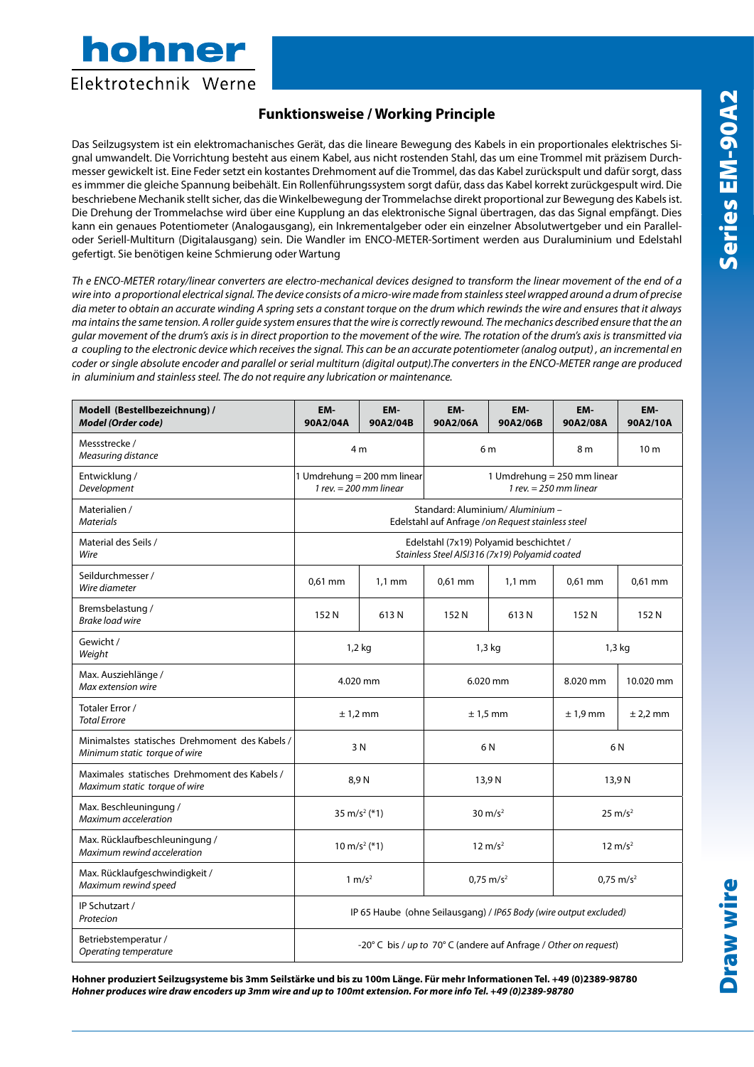## Funktionsweise / Working Principle

Das Seilzugsystem ist ein elektromachanisches Gerät, das die lineare Bewegung des Kabels in ein proportionales elektrisches Signal umwandelt. Die Vorrichtung besteht aus einem Kabel, aus nicht rostenden Stahl, das um eine Trommel mit präzisem Durchmesser gewickelt ist. Eine Feder setzt ein kostantes Drehmoment auf die Trommel, das das Kabel zurückspult und dafür sorgt, dass es immmer die gleiche Spannung beibehält. Ein Rollenführungssystem sorgt dafür, dass das Kabel korrekt zurückgespult wird. Die beschriebene Mechanik stellt sicher, das die Winkelbewegung der Trommelachse direkt proportional zur Bewegung des Kabels ist. Die Drehung der Trommelachse wird über eine Kupplung an das elektronische Signal übertragen, das das Signal empfängt. Dies kann ein genaues Potentiometer (Analogausgang), ein Inkrementalgeber oder ein einzelner Absolutwertgeber und ein Parallel- oder Seriell-Multiturn (Digitalausgang) sein. Die Wandler im ENCO-METER-Sortiment werden aus Duraluminium und Edelstahl gefertigt. Sie benötigen keine Schmierung oder Wartung

*Th e ENCO-METER rotary/linear converters are electro-mechanical devices designed to transform the linear movement of the end of a wire into a proportional electrical signal. The device consists of a micro-wire made from stainless steel wrapped around a drum of precise dia meter to obtain an accurate winding A spring sets a constant torque on the drum which rewinds the wire and ensures that it always ma intains the same tension. A roller guide system ensures that the wire is correctly rewound. The mechanics described ensure that the an gular movement of the drum's axis is in direct proportion to the movement of the wire. The rotation of the drum's axis is transmitted via a coupling to the electronic device which receives the signal. This can be an accurate potentiometer (analog output) , an incremental en coder or single absolute encoder and parallel or serial multiturn (digital output).The converters in the ENCO-METER range are produced in aluminium and stainless steel. The do not require any lubrication or maintenance.*

| **Modell (Bestellbezeichnung) /** ***Model (Order code)*** | **EM-90A2/04A** | **EM-90A2/04B** | **EM-90A2/06A** | **EM-90A2/06B** | **EM-90A2/08A** | **EM-90A2/10A** |
|---|---|---|---|---|---|---|
| Messstrecke / *Measuring distance* | 4 m | | 6 m | | 8 m | 10 m |
| Entwicklung / *Development* | 1 Umdrehung = 200 mm linear *1 rev. = 200 mm linear* | | 1 Umdrehung = 250 mm linear *1 rev. = 250 mm linear* | | | |
| Materialien / *Materials* | Standard: Aluminium/ *Aluminium* – Edelstahl auf Anfrage /*on Request stainless steel* | | | | | |
| Material des Seils / *Wire* | Edelstahl (7x19) Polyamid beschichtet / *Stainless Steel AISI316 (7x19) Polyamid coated* | | | | | |
| Seildurchmesser / *Wire diameter* | 0,61 mm | 1,1 mm | 0,61 mm | 1,1 mm | 0,61 mm | 0,61 mm |
| Bremsbelastung / *Brake load wire* | 152 N | 613 N | 152 N | 613 N | 152 N | 152 N |
| Gewicht / *Weight* | 1,2 kg | | 1,3 kg | | 1,3 kg | |
| Max. Ausziehlänge / *Max extension wire* | 4.020 mm | | 6.020 mm | | 8.020 mm | 10.020 mm |
| Totaler Error / *Total Errore* | ± 1,2 mm | | ± 1,5 mm | | ± 1,9 mm | ± 2,2 mm |
| Minimalstes statisches Drehmoment des Kabels / *Minimum static torque of wire* | 3 N | | 6 N | | 6 N | |
| Maximales statisches Drehmoment des Kabels / *Maximum static torque of wire* | 8,9 N | | 13,9 N | | 13,9 N | |
| Max. Beschleuningung / *Maximum acceleration* | 35 m/s² (*1) | | 30 m/s² | | 25 m/s² | |
| Max. Rücklaufbeschleuningung / *Maximum rewind acceleration* | 10 m/s² (*1) | | 12 m/s² | | 12 m/s² | |
| Max. Rücklaufgeschwindigkeit / *Maximum rewind speed* | 1 m/s² | | 0,75 m/s² | | 0,75 m/s² | |
| IP Schutzart / *Protecion* | IP 65 Haube (ohne Seilausgang) / *IP65 Body (wire output excluded)* | | | | | |
| Betriebstemperatur / *Operating temperature* | -20° C bis / *up to* 70° C (andere auf Anfrage / *Other on request*) | | | | | |

**Hohner produziert Seilzugsysteme bis 3mm Seilstärke und bis zu 100m Länge. Für mehr Informationen Tel. +49 (0)2389-98780**
***Hohner produces wire draw encoders up 3mm wire and up to 100mt extension. For more info Tel. +49 (0)2389-98780***